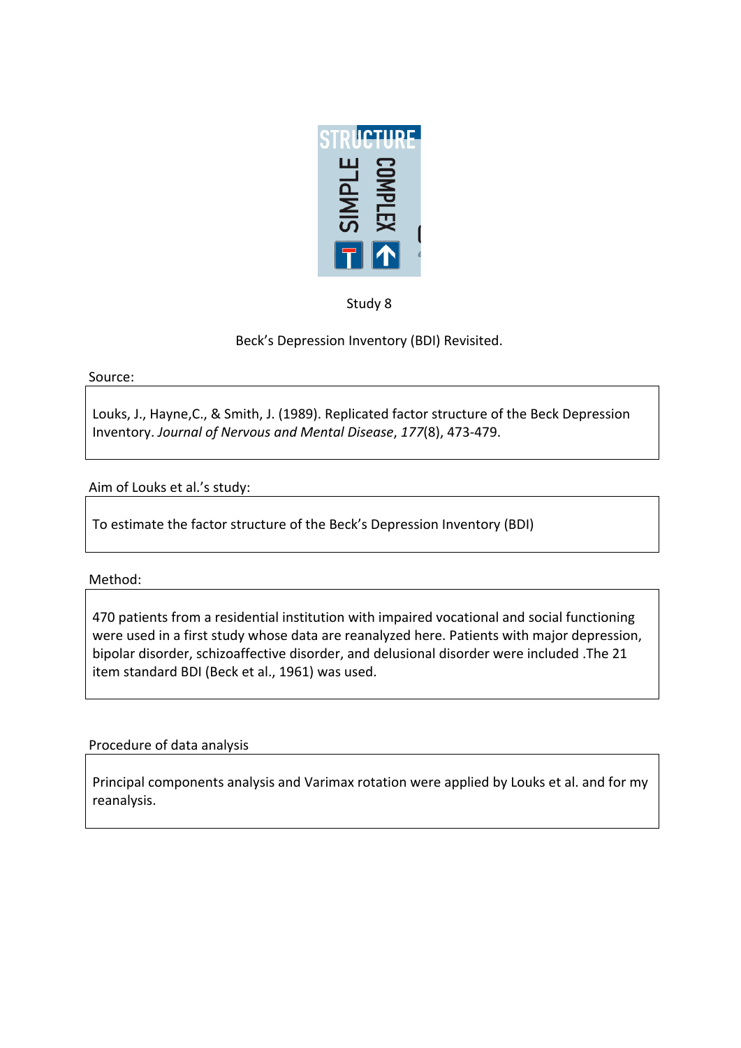Study 8

Beck's Depression Inventory (BDI) Revisited.

Source:

Louks, J., Hayne,C., & Smith, J. (1989). Replicated factor structure of the Beck Depression Inventory. *Journal of Nervous and Mental Disease*, *177*(8), 473-479.

Aim of Louks et al.'s study:

To estimate the factor structure of the Beck's Depression Inventory (BDI)

Method:

470 patients from a residential institution with impaired vocational and social functioning were used in a first study whose data are reanalyzed here. Patients with major depression, bipolar disorder, schizoaffective disorder, and delusional disorder were included .The 21 item standard BDI (Beck et al., 1961) was used.

Procedure of data analysis

Principal components analysis and Varimax rotation were applied by Louks et al. and for my reanalysis.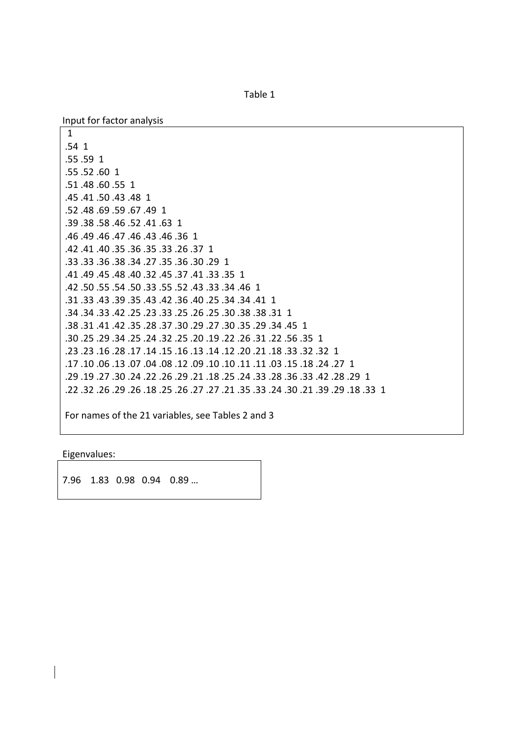Table 1

Input for factor analysis

```
 1
.54  1
.55 .59  1
.55 .52 .60  1
.51 .48 .60 .55  1
.45 .41 .50 .43 .48  1
.52 .48 .69 .59 .67 .49  1
.39 .38 .58 .46 .52 .41 .63  1
.46 .49 .46 .47 .46 .43 .46 .36  1
.42 .41 .40 .35 .36 .35 .33 .26 .37  1
.33 .33 .36 .38 .34 .27 .35 .36 .30 .29  1
.41 .49 .45 .48 .40 .32 .45 .37 .41 .33 .35  1
.42 .50 .55 .54 .50 .33 .55 .52 .43 .33 .34 .46  1
.31 .33 .43 .39 .35 .43 .42 .36 .40 .25 .34 .34 .41  1
.34 .34 .33 .42 .25 .23 .33 .25 .26 .25 .30 .38 .38 .31  1
.38 .31 .41 .42 .35 .28 .37 .30 .29 .27 .30 .35 .29 .34 .45  1
.30 .25 .29 .34 .25 .24 .32 .25 .20 .19 .22 .26 .31 .22 .56 .35  1
.23 .23 .16 .28 .17 .14 .15 .16 .13 .14 .12 .20 .21 .18 .33 .32 .32  1
.17 .10 .06 .13 .07 .04 .08 .12 .09 .10 .10 .11 .11 .03 .15 .18 .24 .27  1
.29 .19 .27 .30 .24 .22 .26 .29 .21 .18 .25 .24 .33 .28 .36 .33 .42 .28 .29  1
.22 .32 .26 .29 .26 .18 .25 .26 .27 .27 .21 .35 .33 .24 .30 .21 .39 .29 .18 .33  1
```

For names of the 21 variables, see Tables 2 and 3

Eigenvalues:

7.96 1.83 0.98 0.94 0.89 …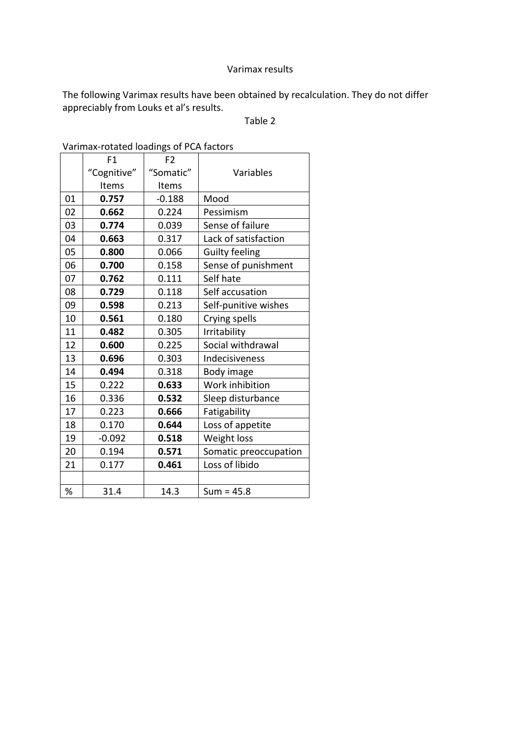Varimax results

The following Varimax results have been obtained by recalculation. They do not differ appreciably from Louks et al's results.

Table 2

Varimax-rotated loadings of PCA factors

| | F1 "Cognitive" Items | F2 "Somatic" Items | Variables |
|---|---|---|---|
| 01 | **0.757** | -0.188 | Mood |
| 02 | **0.662** | 0.224 | Pessimism |
| 03 | **0.774** | 0.039 | Sense of failure |
| 04 | **0.663** | 0.317 | Lack of satisfaction |
| 05 | **0.800** | 0.066 | Guilty feeling |
| 06 | **0.700** | 0.158 | Sense of punishment |
| 07 | **0.762** | 0.111 | Self hate |
| 08 | **0.729** | 0.118 | Self accusation |
| 09 | **0.598** | 0.213 | Self-punitive wishes |
| 10 | **0.561** | 0.180 | Crying spells |
| 11 | **0.482** | 0.305 | Irritability |
| 12 | **0.600** | 0.225 | Social withdrawal |
| 13 | **0.696** | 0.303 | Indecisiveness |
| 14 | **0.494** | 0.318 | Body image |
| 15 | 0.222 | **0.633** | Work inhibition |
| 16 | 0.336 | **0.532** | Sleep disturbance |
| 17 | 0.223 | **0.666** | Fatigability |
| 18 | 0.170 | **0.644** | Loss of appetite |
| 19 | -0.092 | **0.518** | Weight loss |
| 20 | 0.194 | **0.571** | Somatic preoccupation |
| 21 | 0.177 | **0.461** | Loss of libido |
| | | | |
| % | 31.4 | 14.3 | Sum = 45.8 |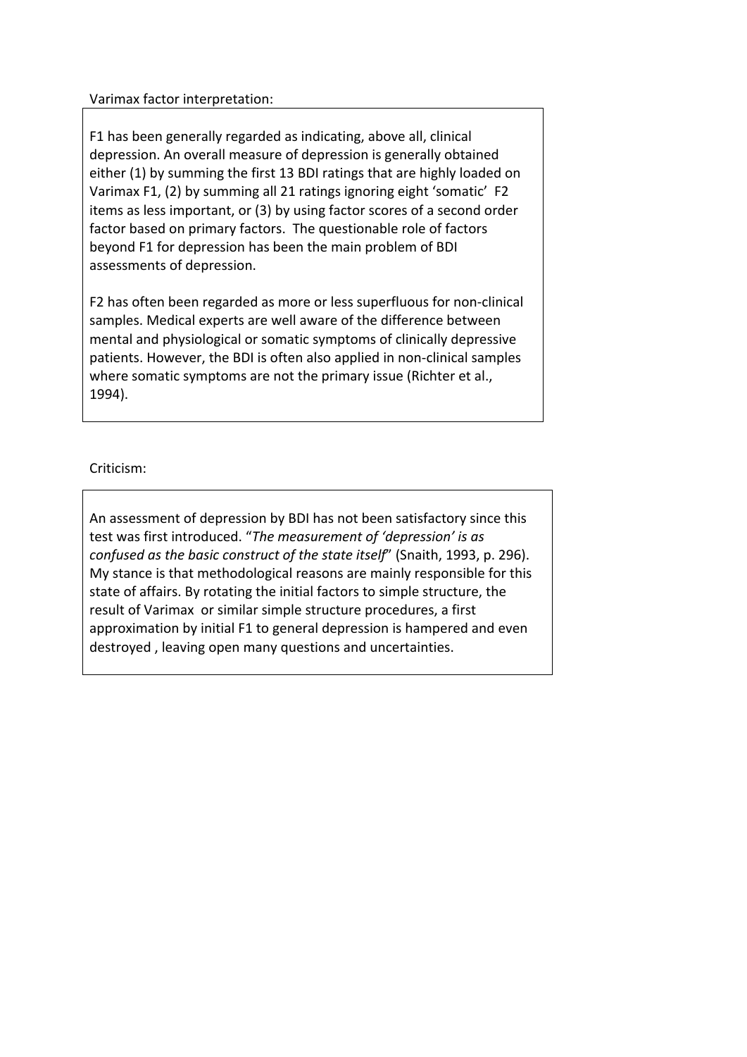Varimax factor interpretation:

F1 has been generally regarded as indicating, above all, clinical depression. An overall measure of depression is generally obtained either (1) by summing the first 13 BDI ratings that are highly loaded on Varimax F1, (2) by summing all 21 ratings ignoring eight 'somatic' F2 items as less important, or (3) by using factor scores of a second order factor based on primary factors. The questionable role of factors beyond F1 for depression has been the main problem of BDI assessments of depression.

F2 has often been regarded as more or less superfluous for non-clinical samples. Medical experts are well aware of the difference between mental and physiological or somatic symptoms of clinically depressive patients. However, the BDI is often also applied in non-clinical samples where somatic symptoms are not the primary issue (Richter et al., 1994).

Criticism:

An assessment of depression by BDI has not been satisfactory since this test was first introduced. "*The measurement of 'depression' is as confused as the basic construct of the state itself*" (Snaith, 1993, p. 296). My stance is that methodological reasons are mainly responsible for this state of affairs. By rotating the initial factors to simple structure, the result of Varimax or similar simple structure procedures, a first approximation by initial F1 to general depression is hampered and even destroyed , leaving open many questions and uncertainties.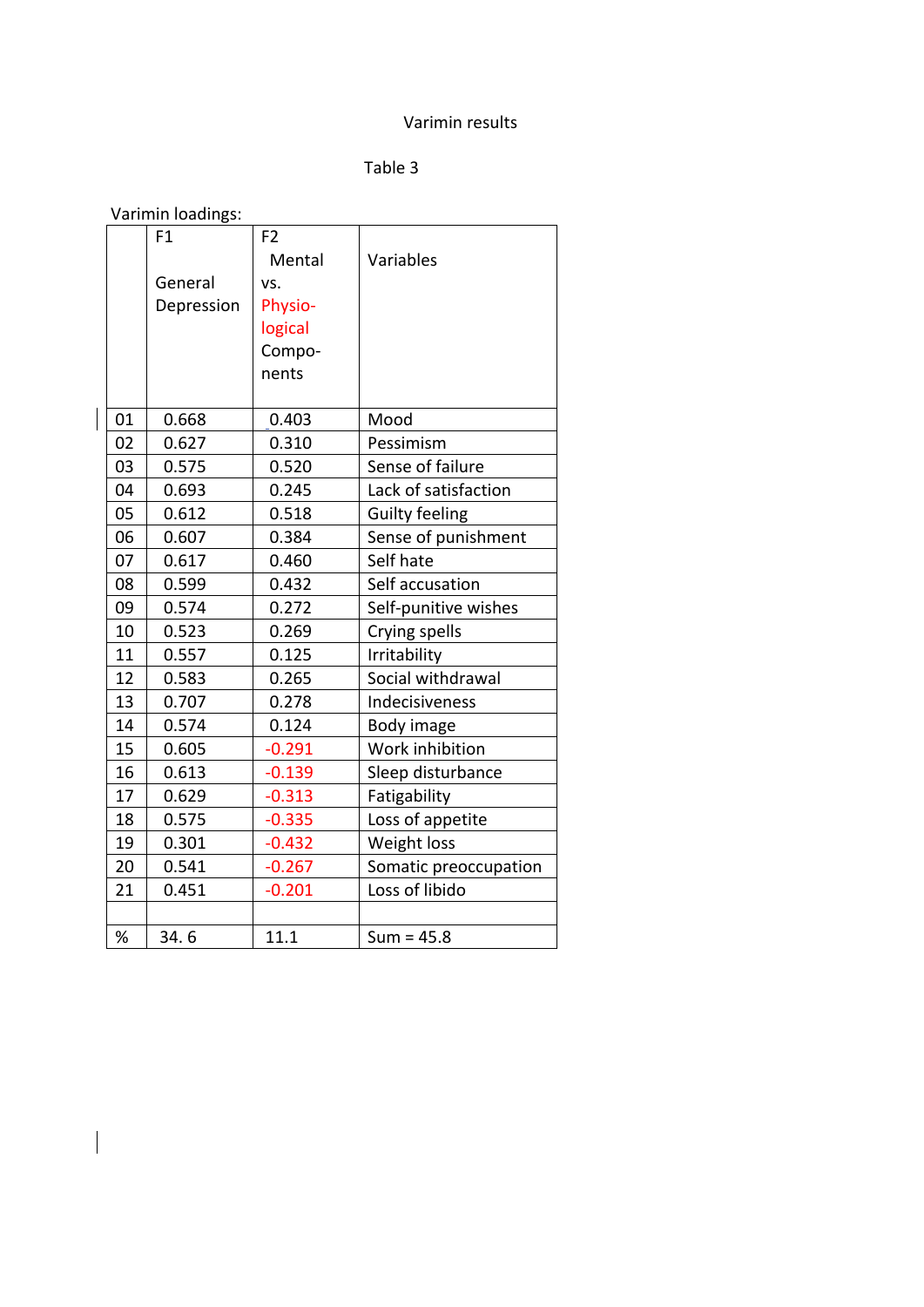Varimin results

Table 3

Varimin loadings:

| | F1 General Depression | F2 Mental vs. Physio-logical Compo-nents | Variables |
|---|---|---|---|
| 01 | 0.668 | 0.403 | Mood |
| 02 | 0.627 | 0.310 | Pessimism |
| 03 | 0.575 | 0.520 | Sense of failure |
| 04 | 0.693 | 0.245 | Lack of satisfaction |
| 05 | 0.612 | 0.518 | Guilty feeling |
| 06 | 0.607 | 0.384 | Sense of punishment |
| 07 | 0.617 | 0.460 | Self hate |
| 08 | 0.599 | 0.432 | Self accusation |
| 09 | 0.574 | 0.272 | Self-punitive wishes |
| 10 | 0.523 | 0.269 | Crying spells |
| 11 | 0.557 | 0.125 | Irritability |
| 12 | 0.583 | 0.265 | Social withdrawal |
| 13 | 0.707 | 0.278 | Indecisiveness |
| 14 | 0.574 | 0.124 | Body image |
| 15 | 0.605 | -0.291 | Work inhibition |
| 16 | 0.613 | -0.139 | Sleep disturbance |
| 17 | 0.629 | -0.313 | Fatigability |
| 18 | 0.575 | -0.335 | Loss of appetite |
| 19 | 0.301 | -0.432 | Weight loss |
| 20 | 0.541 | -0.267 | Somatic preoccupation |
| 21 | 0.451 | -0.201 | Loss of libido |
| | | | |
| % | 34. 6 | 11.1 | Sum = 45.8 |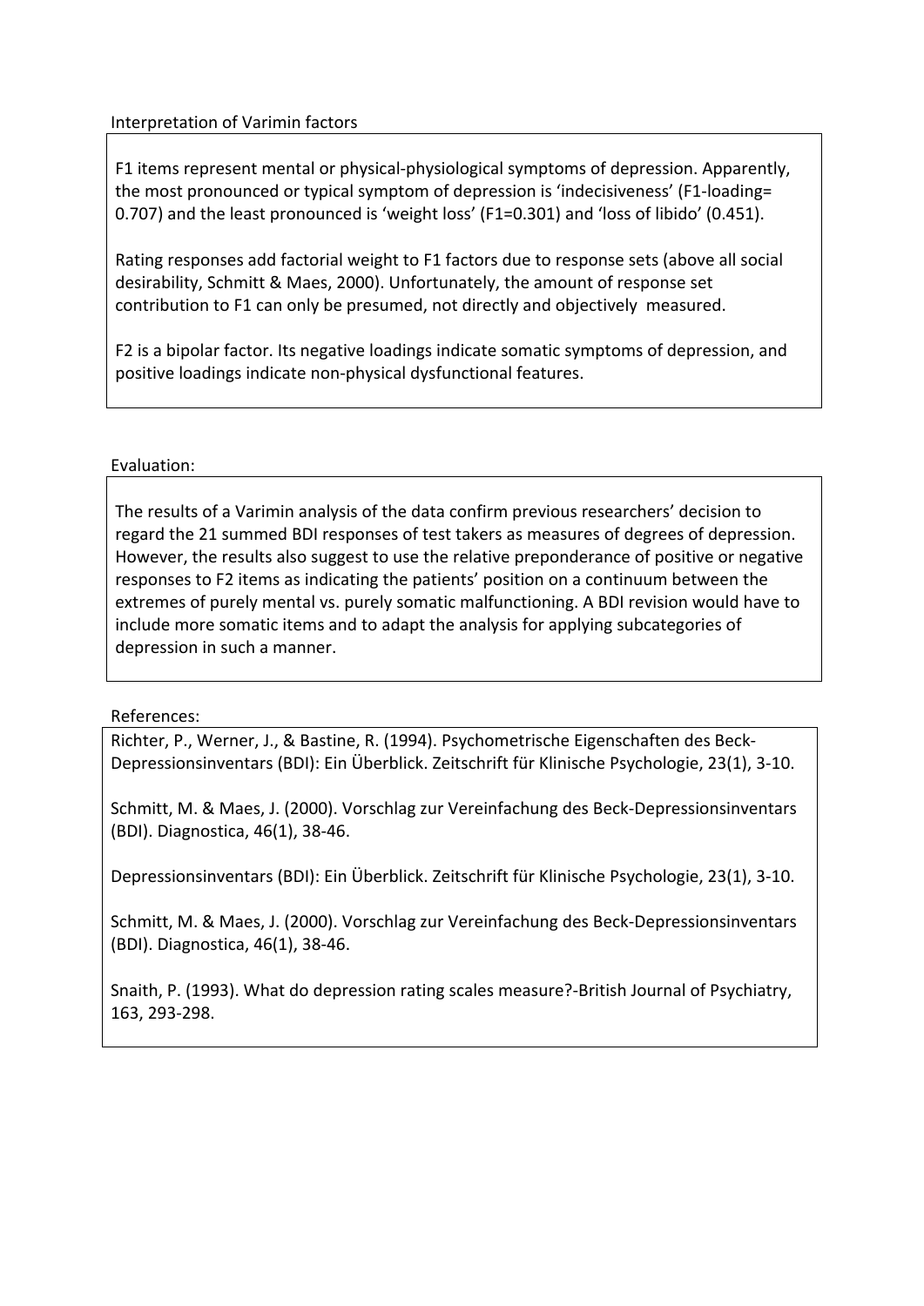Interpretation of Varimin factors

F1 items represent mental or physical-physiological symptoms of depression. Apparently, the most pronounced or typical symptom of depression is 'indecisiveness' (F1-loading= 0.707) and the least pronounced is 'weight loss' (F1=0.301) and 'loss of libido' (0.451).

Rating responses add factorial weight to F1 factors due to response sets (above all social desirability, Schmitt & Maes, 2000). Unfortunately, the amount of response set contribution to F1 can only be presumed, not directly and objectively measured.

F2 is a bipolar factor. Its negative loadings indicate somatic symptoms of depression, and positive loadings indicate non-physical dysfunctional features.

Evaluation:

The results of a Varimin analysis of the data confirm previous researchers' decision to regard the 21 summed BDI responses of test takers as measures of degrees of depression. However, the results also suggest to use the relative preponderance of positive or negative responses to F2 items as indicating the patients' position on a continuum between the extremes of purely mental vs. purely somatic malfunctioning. A BDI revision would have to include more somatic items and to adapt the analysis for applying subcategories of depression in such a manner.

References:

Richter, P., Werner, J., & Bastine, R. (1994). Psychometrische Eigenschaften des Beck-Depressionsinventars (BDI): Ein Überblick. Zeitschrift für Klinische Psychologie, 23(1), 3-10.

Schmitt, M. & Maes, J. (2000). Vorschlag zur Vereinfachung des Beck-Depressionsinventars (BDI). Diagnostica, 46(1), 38-46.

Depressionsinventars (BDI): Ein Überblick. Zeitschrift für Klinische Psychologie, 23(1), 3-10.

Schmitt, M. & Maes, J. (2000). Vorschlag zur Vereinfachung des Beck-Depressionsinventars (BDI). Diagnostica, 46(1), 38-46.

Snaith, P. (1993). What do depression rating scales measure?-British Journal of Psychiatry, 163, 293-298.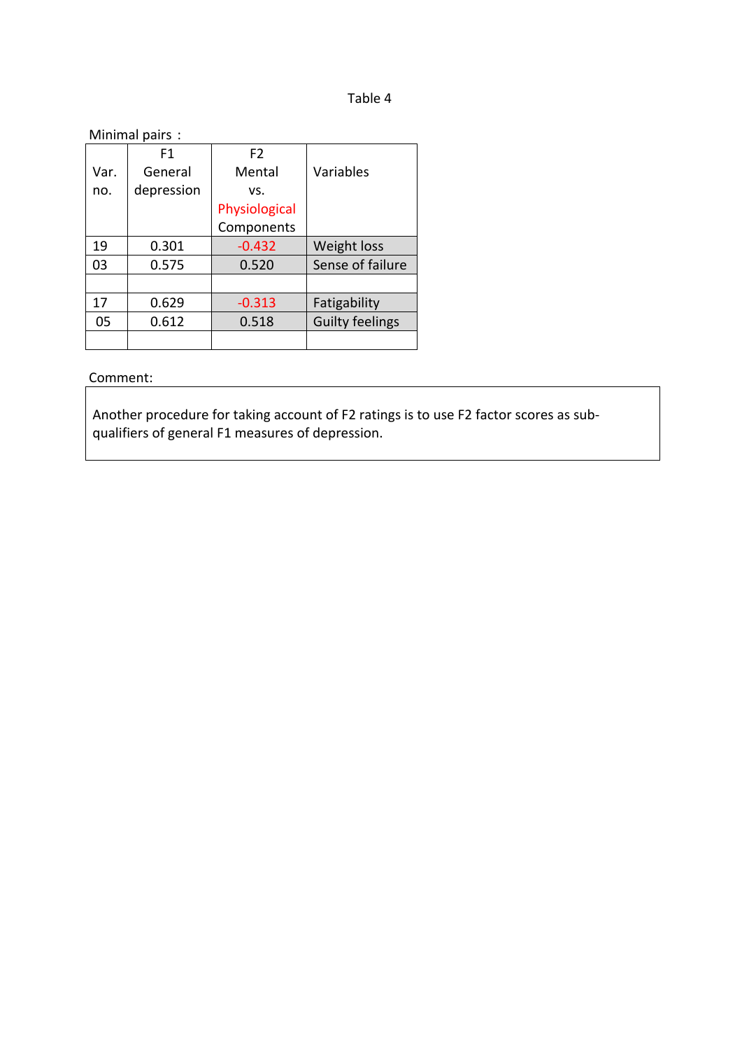Table 4

Minimal pairs :

| Var. no. | F1 General depression | F2 Mental vs. Physiological Components | Variables |
|---|---|---|---|
| 19 | 0.301 | -0.432 | Weight loss |
| 03 | 0.575 | 0.520 | Sense of failure |
| | | | |
| 17 | 0.629 | -0.313 | Fatigability |
| 05 | 0.612 | 0.518 | Guilty feelings |
| | | | |

Comment:

Another procedure for taking account of F2 ratings is to use F2 factor scores as sub-qualifiers of general F1 measures of depression.